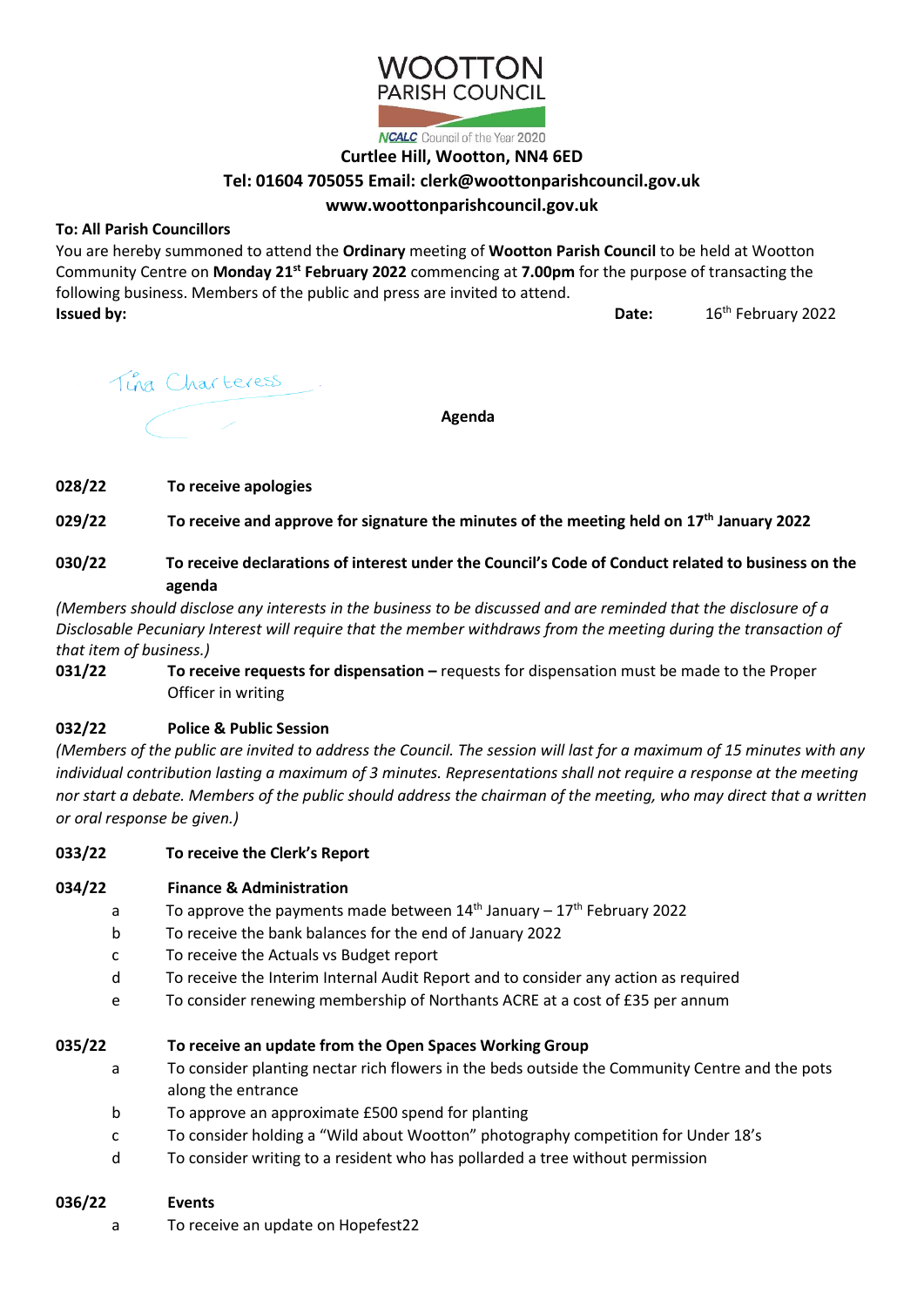# WOOTTON PARISH COUNCIL

NCALC Council of the Year 2020

**Curtlee Hill, Wootton, NN4 6ED**

**Tel: 01604 705055 Email: clerk@woottonparishcouncil.gov.uk**

**www.woottonparishcouncil.gov.uk**

**To: All Parish Councillors**

You are hereby summoned to attend the **Ordinary** meeting of **Wootton Parish Council** to be held at Wootton Community Centre on **Monday 21st February 2022** commencing at **7.00pm** for the purpose of transacting the following business. Members of the public and press are invited to attend.

**Issued by:** Tina Charteress **Date:** 16th February 2022

## Agenda

**028/22 To receive apologies**

**029/22 To receive and approve for signature the minutes of the meeting held on 17th January 2022**

**030/22 To receive declarations of interest under the Council's Code of Conduct related to business on the agenda**

*(Members should disclose any interests in the business to be discussed and are reminded that the disclosure of a Disclosable Pecuniary Interest will require that the member withdraws from the meeting during the transaction of that item of business.)*

**031/22 To receive requests for dispensation –** requests for dispensation must be made to the Proper Officer in writing

**032/22 Police & Public Session**

*(Members of the public are invited to address the Council. The session will last for a maximum of 15 minutes with any individual contribution lasting a maximum of 3 minutes. Representations shall not require a response at the meeting nor start a debate. Members of the public should address the chairman of the meeting, who may direct that a written or oral response be given.)*

**033/22 To receive the Clerk's Report**

**034/22 Finance & Administration**

- a To approve the payments made between 14th January – 17th February 2022
- b To receive the bank balances for the end of January 2022
- c To receive the Actuals vs Budget report
- d To receive the Interim Internal Audit Report and to consider any action as required
- e To consider renewing membership of Northants ACRE at a cost of £35 per annum

**035/22 To receive an update from the Open Spaces Working Group**

- a To consider planting nectar rich flowers in the beds outside the Community Centre and the pots along the entrance
- b To approve an approximate £500 spend for planting
- c To consider holding a "Wild about Wootton" photography competition for Under 18's
- d To consider writing to a resident who has pollarded a tree without permission

**036/22 Events**

- a To receive an update on Hopefest22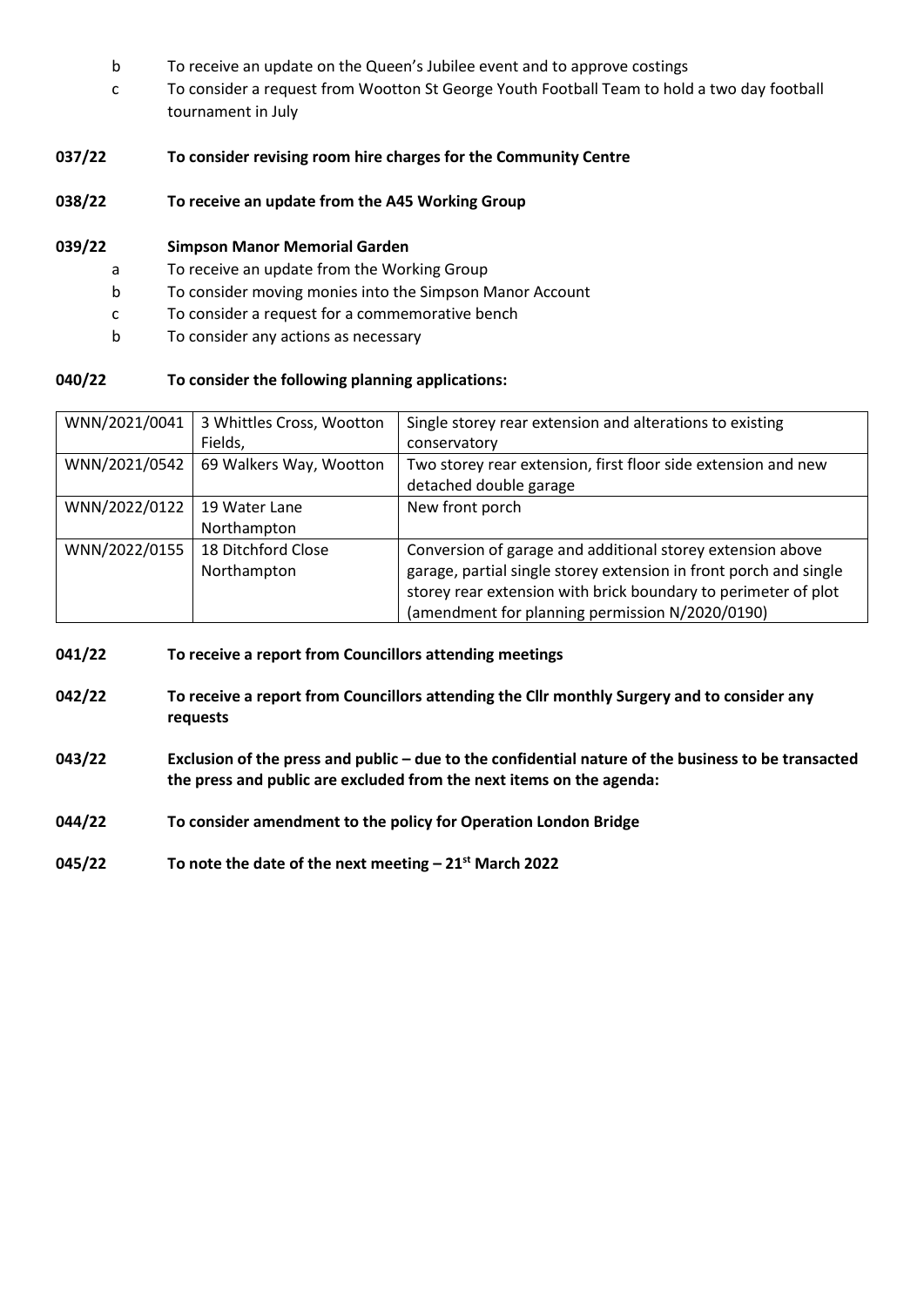- b To receive an update on the Queen's Jubilee event and to approve costings
- c To consider a request from Wootton St George Youth Football Team to hold a two day football tournament in July

**037/22 To consider revising room hire charges for the Community Centre**

**038/22 To receive an update from the A45 Working Group**

**039/22 Simpson Manor Memorial Garden**

- a To receive an update from the Working Group
- b To consider moving monies into the Simpson Manor Account
- c To consider a request for a commemorative bench
- b To consider any actions as necessary

**040/22 To consider the following planning applications:**

| | | |
|---|---|---|
| WNN/2021/0041 | 3 Whittles Cross, Wootton Fields, | Single storey rear extension and alterations to existing conservatory |
| WNN/2021/0542 | 69 Walkers Way, Wootton | Two storey rear extension, first floor side extension and new detached double garage |
| WNN/2022/0122 | 19 Water Lane Northampton | New front porch |
| WNN/2022/0155 | 18 Ditchford Close Northampton | Conversion of garage and additional storey extension above garage, partial single storey extension in front porch and single storey rear extension with brick boundary to perimeter of plot (amendment for planning permission N/2020/0190) |

**041/22 To receive a report from Councillors attending meetings**

**042/22 To receive a report from Councillors attending the Cllr monthly Surgery and to consider any requests**

**043/22 Exclusion of the press and public – due to the confidential nature of the business to be transacted the press and public are excluded from the next items on the agenda:**

**044/22 To consider amendment to the policy for Operation London Bridge**

**045/22 To note the date of the next meeting – 21st March 2022**